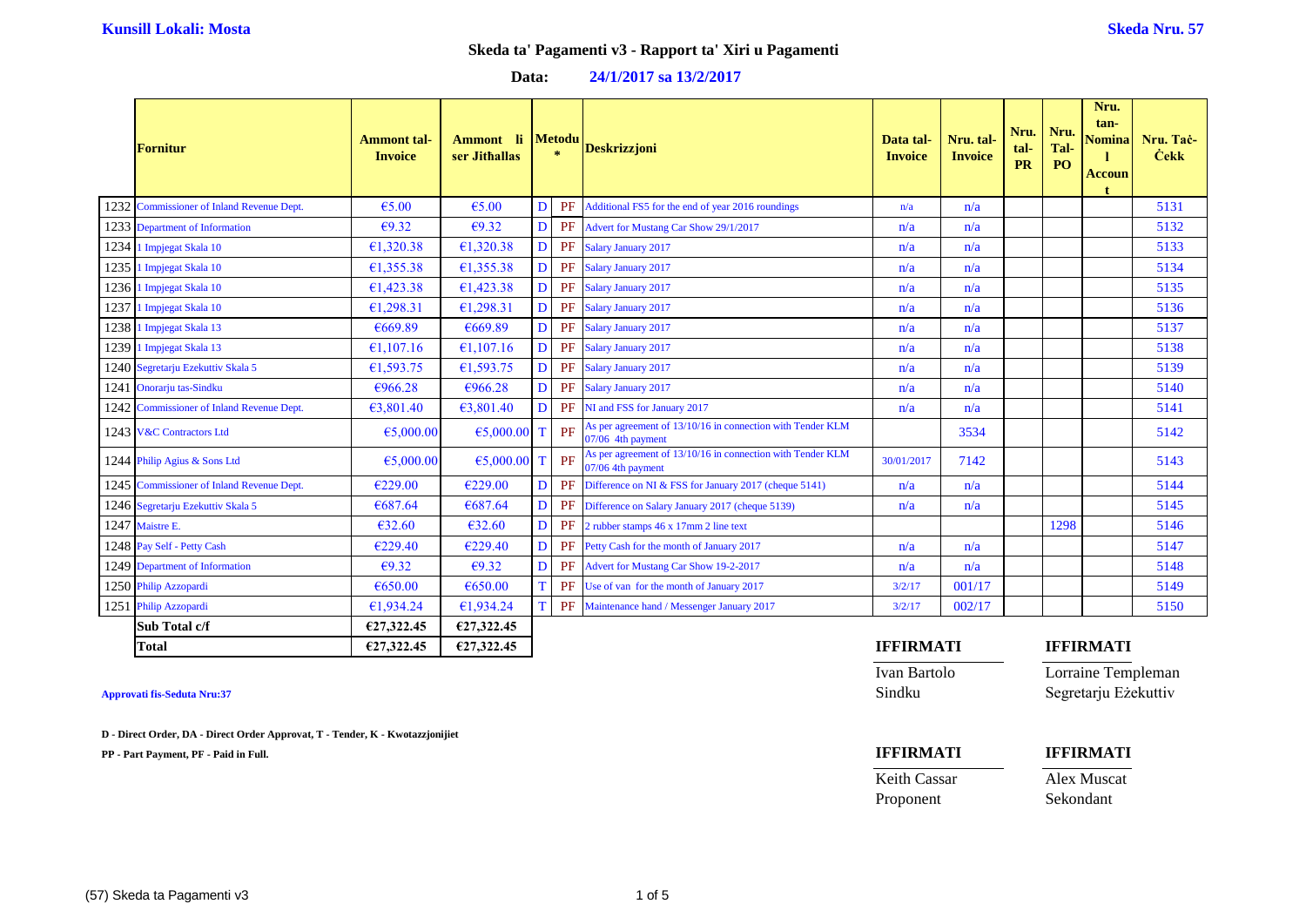**Kunsill Lokali: Mosta** **Skeda Nru. 57**

## Skeda ta' Pagamenti v3 - Rapport ta' Xiri u Pagamenti

**Data: 24/1/2017 sa 13/2/2017**

| | Fornitur | Ammont tal-Invoice | Ammont li ser Jitħallas | Metodu * | | Deskrizzjoni | Data tal-Invoice | Nru. tal-Invoice | Nru. tal-PR | Nru. Tal-PO | Nru. tan-Nominal Account | Nru. Taċ-Ċekk |
|---|---|---|---|---|---|---|---|---|---|---|---|---|
| 1232 | Commissioner of Inland Revenue Dept. | €5.00 | €5.00 | D | PF | Additional FS5 for the end of year 2016 roundings | n/a | n/a | | | | 5131 |
| 1233 | Department of Information | €9.32 | €9.32 | D | PF | Advert for Mustang Car Show 29/1/2017 | n/a | n/a | | | | 5132 |
| 1234 | 1 Impjegat Skala 10 | €1,320.38 | €1,320.38 | D | PF | Salary January 2017 | n/a | n/a | | | | 5133 |
| 1235 | 1 Impjegat Skala 10 | €1,355.38 | €1,355.38 | D | PF | Salary January 2017 | n/a | n/a | | | | 5134 |
| 1236 | 1 Impjegat Skala 10 | €1,423.38 | €1,423.38 | D | PF | Salary January 2017 | n/a | n/a | | | | 5135 |
| 1237 | 1 Impjegat Skala 10 | €1,298.31 | €1,298.31 | D | PF | Salary January 2017 | n/a | n/a | | | | 5136 |
| 1238 | 1 Impjegat Skala 13 | €669.89 | €669.89 | D | PF | Salary January 2017 | n/a | n/a | | | | 5137 |
| 1239 | 1 Impjegat Skala 13 | €1,107.16 | €1,107.16 | D | PF | Salary January 2017 | n/a | n/a | | | | 5138 |
| 1240 | Segretarju Ezekuttiv Skala 5 | €1,593.75 | €1,593.75 | D | PF | Salary January 2017 | n/a | n/a | | | | 5139 |
| 1241 | Onorarju tas-Sindku | €966.28 | €966.28 | D | PF | Salary January 2017 | n/a | n/a | | | | 5140 |
| 1242 | Commissioner of Inland Revenue Dept. | €3,801.40 | €3,801.40 | D | PF | NI and FSS for January 2017 | n/a | n/a | | | | 5141 |
| 1243 | V&C Contractors Ltd | €5,000.00 | €5,000.00 | T | PF | As per agreement of 13/10/16 in connection with Tender KLM 07/06 4th payment | | 3534 | | | | 5142 |
| 1244 | Philip Agius & Sons Ltd | €5,000.00 | €5,000.00 | T | PF | As per agreement of 13/10/16 in connection with Tender KLM 07/06 4th payment | 30/01/2017 | 7142 | | | | 5143 |
| 1245 | Commissioner of Inland Revenue Dept. | €229.00 | €229.00 | D | PF | Difference on NI & FSS for January 2017 (cheque 5141) | n/a | n/a | | | | 5144 |
| 1246 | Segretarju Ezekuttiv Skala 5 | €687.64 | €687.64 | D | PF | Difference on Salary January 2017 (cheque 5139) | n/a | n/a | | | | 5145 |
| 1247 | Maistre E. | €32.60 | €32.60 | D | PF | 2 rubber stamps 46 x 17mm 2 line text | | | | 1298 | | 5146 |
| 1248 | Pay Self - Petty Cash | €229.40 | €229.40 | D | PF | Petty Cash for the month of January 2017 | n/a | n/a | | | | 5147 |
| 1249 | Department of Information | €9.32 | €9.32 | D | PF | Advert for Mustang Car Show 19-2-2017 | n/a | n/a | | | | 5148 |
| 1250 | Philip Azzopardi | €650.00 | €650.00 | T | PF | Use of van for the month of January 2017 | 3/2/17 | 001/17 | | | | 5149 |
| 1251 | Philip Azzopardi | €1,934.24 | €1,934.24 | T | PF | Maintenance hand / Messenger January 2017 | 3/2/17 | 002/17 | | | | 5150 |
| | **Sub Total c/f** | **€27,322.45** | **€27,322.45** | | | | | | | | | |
| | **Total** | **€27,322.45** | **€27,322.45** | | | | | | | | | |

**Approvati fis-Seduta Nru:37**

**D - Direct Order, DA - Direct Order Approvat, T - Tender, K - Kwotazzjonijiet**

**PP - Part Payment, PF - Paid in Full.**

| **IFFIRMATI** | **IFFIRMATI** |
|---|---|
| Ivan Bartolo | Lorraine Templeman |
| Sindku | Segretarju Eżekuttiv |

| **IFFIRMATI** | **IFFIRMATI** |
|---|---|
| Keith Cassar | Alex Muscat |
| Proponent | Sekondant |

(57) Skeda ta Pagamenti v3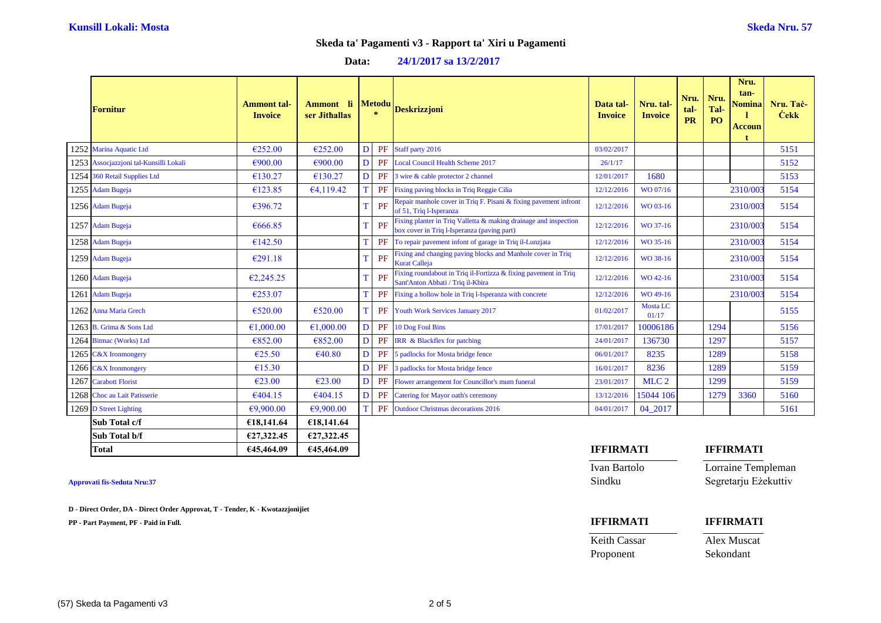**Kunsill Lokali: Mosta** **Skeda Nru. 57**

## Skeda ta' Pagamenti v3 - Rapport ta' Xiri u Pagamenti

**Data: 24/1/2017 sa 13/2/2017**

| | Fornitur | Ammont tal-Invoice | Ammont li ser Jitħallas | Metodu * | | Deskrizzjoni | Data tal-Invoice | Nru. tal-Invoice | Nru. tal-PR | Nru. Tal-PO | Nru. tan-Nominal Account | Nru. Taċ-Ċekk |
|---|---|---|---|---|---|---|---|---|---|---|---|---|
| 1252 | Marina Aquatic Ltd | €252.00 | €252.00 | D | PF | Staff party 2016 | 03/02/2017 | | | | | 5151 |
| 1253 | Assocjazzjoni tal-Kunsilli Lokali | €900.00 | €900.00 | D | PF | Local Council Health Scheme 2017 | 26/1/17 | | | | | 5152 |
| 1254 | 360 Retail Supplies Ltd | €130.27 | €130.27 | D | PF | 3 wire & cable protector 2 channel | 12/01/2017 | 1680 | | | | 5153 |
| 1255 | Adam Bugeja | €123.85 | €4,119.42 | T | PF | Fixing paving blocks in Triq Reggie Cilia | 12/12/2016 | WO 07/16 | | | 2310/003 | 5154 |
| 1256 | Adam Bugeja | €396.72 | | T | PF | Repair manhole cover in Triq F. Pisani & fixing pavement infront of 51, Triq l-Isperanza | 12/12/2016 | WO 03-16 | | | 2310/003 | 5154 |
| 1257 | Adam Bugeja | €666.85 | | T | PF | Fixing planter in Triq Valletta & making drainage and inspection box cover in Triq l-Isperanza (paving part) | 12/12/2016 | WO 37-16 | | | 2310/003 | 5154 |
| 1258 | Adam Bugeja | €142.50 | | T | PF | To repair pavement infont of garage in Triq il-Lunzjata | 12/12/2016 | WO 35-16 | | | 2310/003 | 5154 |
| 1259 | Adam Bugeja | €291.18 | | T | PF | Fixing and changing paving blocks and Manhole cover in Triq Kurat Calleja | 12/12/2016 | WO 38-16 | | | 2310/003 | 5154 |
| 1260 | Adam Bugeja | €2,245.25 | | T | PF | Fixing roundabout in Triq il-Fortizza & fixing pavement in Triq Sant'Anton Abbati / Triq il-Kbira | 12/12/2016 | WO 42-16 | | | 2310/003 | 5154 |
| 1261 | Adam Bugeja | €253.07 | | T | PF | Fixing a hollow hole in Triq l-Isperanza with concrete | 12/12/2016 | WO 49-16 | | | 2310/003 | 5154 |
| 1262 | Anna Maria Grech | €520.00 | €520.00 | T | PF | Youth Work Services January 2017 | 01/02/2017 | Mosta LC 01/17 | | | | 5155 |
| 1263 | B. Grima & Sons Ltd | €1,000.00 | €1,000.00 | D | PF | 10 Dog Foul Bins | 17/01/2017 | 10006186 | | 1294 | | 5156 |
| 1264 | Bitmac (Works) Ltd | €852.00 | €852.00 | D | PF | IRR & Blackflex for patching | 24/01/2017 | 136730 | | 1297 | | 5157 |
| 1265 | C&X Ironmongery | €25.50 | €40.80 | D | PF | 5 padlocks for Mosta bridge fence | 06/01/2017 | 8235 | | 1289 | | 5158 |
| 1266 | C&X Ironmongery | €15.30 | | D | PF | 3 padlocks for Mosta bridge fence | 16/01/2017 | 8236 | | 1289 | | 5159 |
| 1267 | Carabott Florist | €23.00 | €23.00 | D | PF | Flower arrangement for Councillor's mum funeral | 23/01/2017 | MLC 2 | | 1299 | | 5159 |
| 1268 | Choc au Lait Patisserie | €404.15 | €404.15 | D | PF | Catering for Mayor oath's ceremony | 13/12/2016 | 15044 106 | | 1279 | 3360 | 5160 |
| 1269 | D Street Lighting | €9,900.00 | €9,900.00 | T | PF | Outdoor Christmas decorations 2016 | 04/01/2017 | 04_2017 | | | | 5161 |
| | **Sub Total c/f** | **€18,141.64** | **€18,141.64** | | | | | | | | | |
| | **Sub Total b/f** | **€27,322.45** | **€27,322.45** | | | | | | | | | |
| | **Total** | **€45,464.09** | **€45,464.09** | | | | | | | | | |

**Approvati fis-Seduta Nru:37**

**D - Direct Order, DA - Direct Order Approvat, T - Tender, K - Kwotazzjonijiet**

**PP - Part Payment, PF - Paid in Full.**

| **IFFIRMATI** | **IFFIRMATI** |
|---|---|
| Ivan Bartolo | Lorraine Templeman |
| Sindku | Segretarju Eżekuttiv |

| **IFFIRMATI** | **IFFIRMATI** |
|---|---|
| Keith Cassar | Alex Muscat |
| Proponent | Sekondant |

(57) Skeda ta Pagamenti v3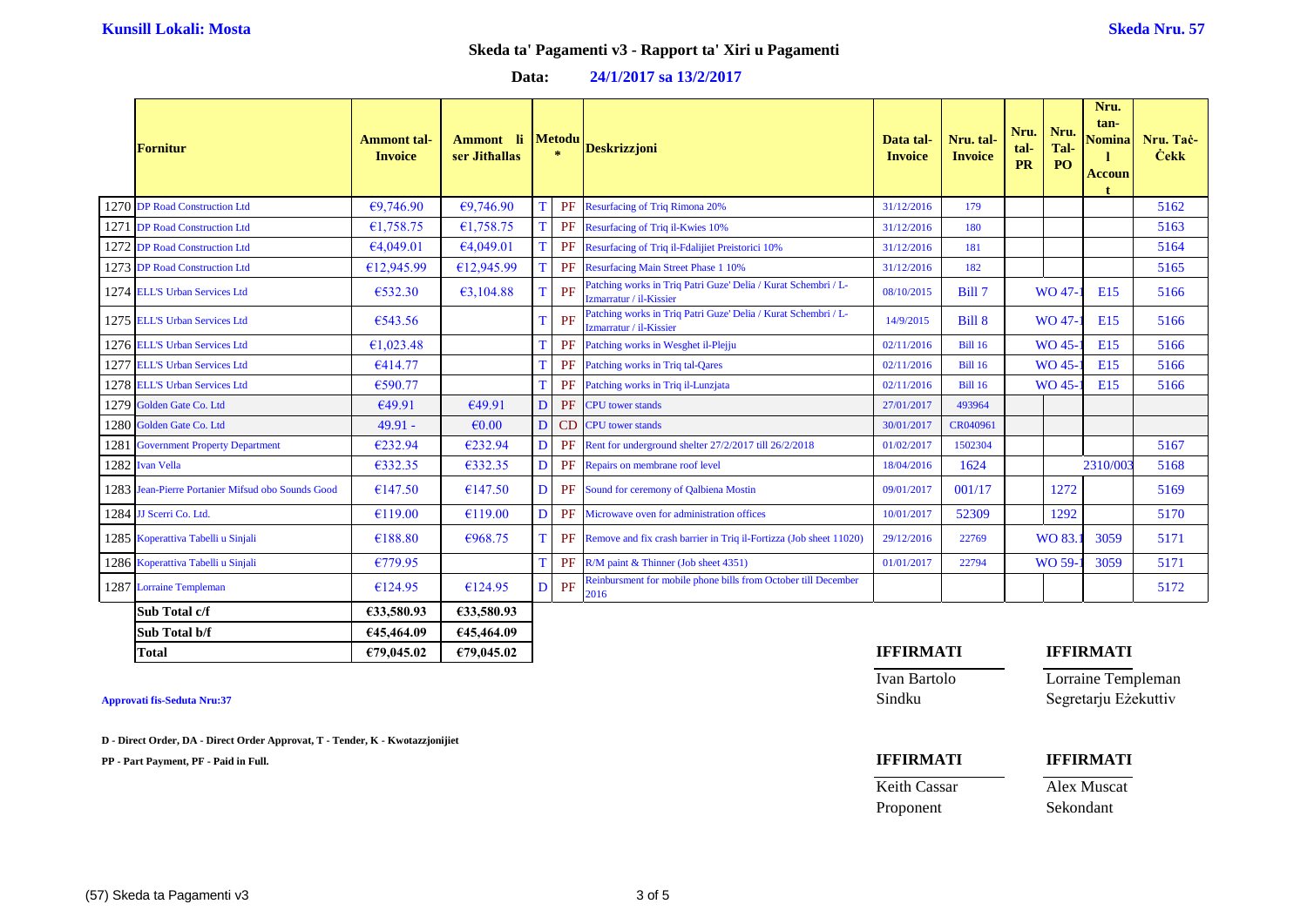**Kunsill Lokali: Mosta**

**Skeda Nru. 57**

## Skeda ta' Pagamenti v3 - Rapport ta' Xiri u Pagamenti

**Data: 24/1/2017 sa 13/2/2017**

| | Fornitur | Ammont tal-Invoice | Ammont li ser Jitħallas | Metodu* | | Deskrizzjoni | Data tal-Invoice | Nru. tal-Invoice | Nru. tal-PR | Nru. Tal-PO | Nru. tan-Nominal Account | Nru. Taċ-Ċekk |
|---|---|---|---|---|---|---|---|---|---|---|---|---|
| 1270 | DP Road Construction Ltd | €9,746.90 | €9,746.90 | T | PF | Resurfacing of Triq Rimona 20% | 31/12/2016 | 179 | | | | 5162 |
| 1271 | DP Road Construction Ltd | €1,758.75 | €1,758.75 | T | PF | Resurfacing of Triq il-Kwies 10% | 31/12/2016 | 180 | | | | 5163 |
| 1272 | DP Road Construction Ltd | €4,049.01 | €4,049.01 | T | PF | Resurfacing of Triq il-Fdalijiet Preistorici 10% | 31/12/2016 | 181 | | | | 5164 |
| 1273 | DP Road Construction Ltd | €12,945.99 | €12,945.99 | T | PF | Resurfacing Main Street Phase 1 10% | 31/12/2016 | 182 | | | | 5165 |
| 1274 | ELL'S Urban Services Ltd | €532.30 | €3,104.88 | T | PF | Patching works in Triq Patri Guze' Delia / Kurat Schembri / L-Izmarratur / il-Kissier | 08/10/2015 | Bill 7 | | WO 47-1 | E15 | 5166 |
| 1275 | ELL'S Urban Services Ltd | €543.56 | | T | PF | Patching works in Triq Patri Guze' Delia / Kurat Schembri / L-Izmarratur / il-Kissier | 14/9/2015 | Bill 8 | | WO 47-1 | E15 | 5166 |
| 1276 | ELL'S Urban Services Ltd | €1,023.48 | | T | PF | Patching works in Wesghet il-Plejju | 02/11/2016 | Bill 16 | | WO 45-1 | E15 | 5166 |
| 1277 | ELL'S Urban Services Ltd | €414.77 | | T | PF | Patching works in Triq tal-Qares | 02/11/2016 | Bill 16 | | WO 45-1 | E15 | 5166 |
| 1278 | ELL'S Urban Services Ltd | €590.77 | | T | PF | Patching works in Triq il-Lunzjata | 02/11/2016 | Bill 16 | | WO 45-1 | E15 | 5166 |
| 1279 | Golden Gate Co. Ltd | €49.91 | €49.91 | D | PF | CPU tower stands | 27/01/2017 | 493964 | | | | |
| 1280 | Golden Gate Co. Ltd | 49.91 - | €0.00 | D | CD | CPU tower stands | 30/01/2017 | CR040961 | | | | |
| 1281 | Government Property Department | €232.94 | €232.94 | D | PF | Rent for underground shelter 27/2/2017 till 26/2/2018 | 01/02/2017 | 1502304 | | | | 5167 |
| 1282 | Ivan Vella | €332.35 | €332.35 | D | PF | Repairs on membrane roof level | 18/04/2016 | 1624 | | | 2310/003 | 5168 |
| 1283 | Jean-Pierre Portanier Mifsud obo Sounds Good | €147.50 | €147.50 | D | PF | Sound for ceremony of Qalbiena Mostin | 09/01/2017 | 001/17 | | 1272 | | 5169 |
| 1284 | JJ Scerri Co. Ltd. | €119.00 | €119.00 | D | PF | Microwave oven for administration offices | 10/01/2017 | 52309 | | 1292 | | 5170 |
| 1285 | Koperattiva Tabelli u Sinjali | €188.80 | €968.75 | T | PF | Remove and fix crash barrier in Triq il-Fortizza (Job sheet 11020) | 29/12/2016 | 22769 | | WO 83.1 | 3059 | 5171 |
| 1286 | Koperattiva Tabelli u Sinjali | €779.95 | | T | PF | R/M paint & Thinner (Job sheet 4351) | 01/01/2017 | 22794 | | WO 59-1 | 3059 | 5171 |
| 1287 | Lorraine Templeman | €124.95 | €124.95 | D | PF | Reinbursment for mobile phone bills from October till December 2016 | | | | | | 5172 |
| | **Sub Total c/f** | **€33,580.93** | **€33,580.93** | | | | | | | | | |
| | **Sub Total b/f** | **€45,464.09** | **€45,464.09** | | | | | | | | | |
| | **Total** | **€79,045.02** | **€79,045.02** | | | | | | | | | |

**Approvati fis-Seduta Nru:37**

**D - Direct Order, DA - Direct Order Approvat, T - Tender, K - Kwotazzjonijiet**

**PP - Part Payment, PF - Paid in Full.**

| **IFFIRMATI** | **IFFIRMATI** |
|---|---|
| Ivan Bartolo | Lorraine Templeman |
| Sindku | Segretarju Eżekuttiv |

| **IFFIRMATI** | **IFFIRMATI** |
|---|---|
| Keith Cassar | Alex Muscat |
| Proponent | Sekondant |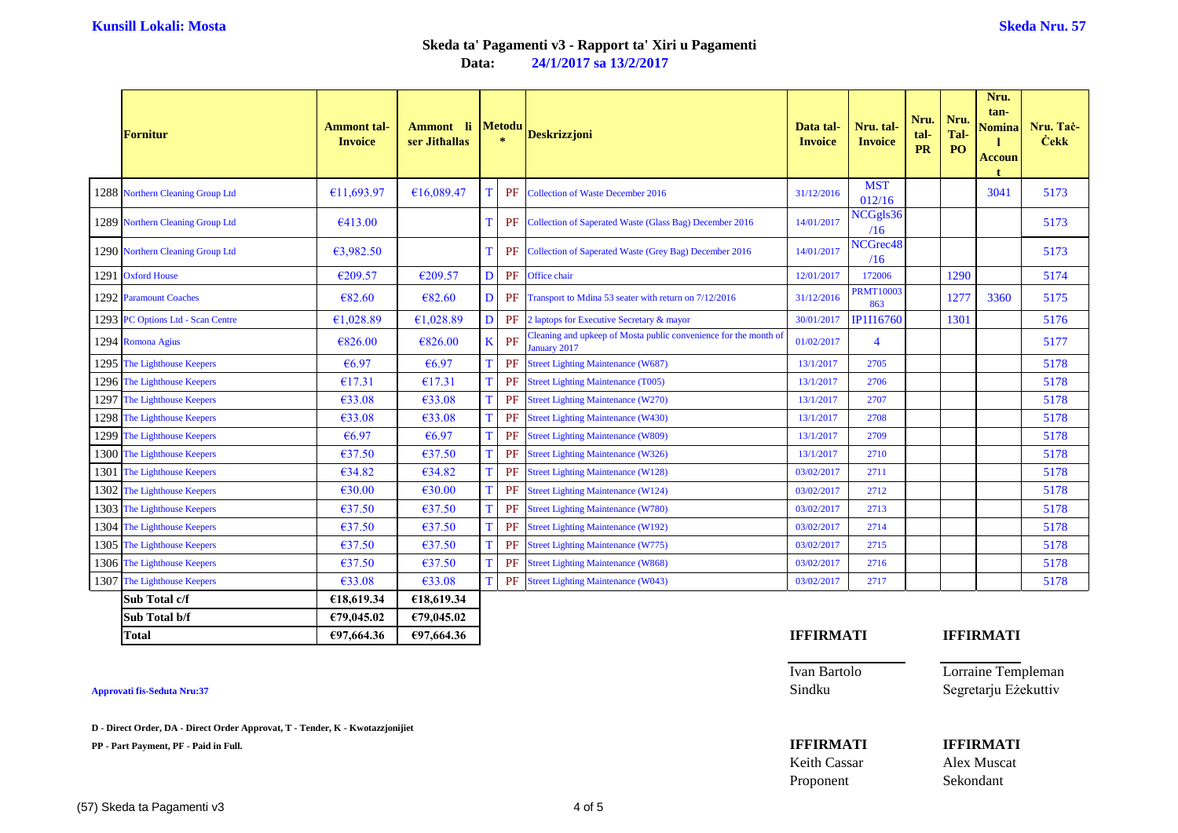**Kunsill Lokali: Mosta**

**Skeda Nru. 57**

## Skeda ta' Pagamenti v3 - Rapport ta' Xiri u Pagamenti

**Data: 24/1/2017 sa 13/2/2017**

| | Fornitur | Ammont tal-Invoice | Ammont li ser Jitħallas | Metodu * | | Deskrizzjoni | Data tal-Invoice | Nru. tal-Invoice | Nru. tal-PR | Nru. Tal-PO | Nru. tan-Nominal Account | Nru. Taċ-Ċekk |
|---|---|---|---|---|---|---|---|---|---|---|---|---|
| 1288 | Northern Cleaning Group Ltd | €11,693.97 | €16,089.47 | T | PF | Collection of Waste December 2016 | 31/12/2016 | MST 012/16 | | | 3041 | 5173 |
| 1289 | Northern Cleaning Group Ltd | €413.00 | | T | PF | Collection of Saperated Waste (Glass Bag) December 2016 | 14/01/2017 | NCGgls36 /16 | | | | 5173 |
| 1290 | Northern Cleaning Group Ltd | €3,982.50 | | T | PF | Collection of Saperated Waste (Grey Bag) December 2016 | 14/01/2017 | NCGrec48 /16 | | | | 5173 |
| 1291 | Oxford House | €209.57 | €209.57 | D | PF | Office chair | 12/01/2017 | 172006 | | 1290 | | 5174 |
| 1292 | Paramount Coaches | €82.60 | €82.60 | D | PF | Transport to Mdina 53 seater with return on 7/12/2016 | 31/12/2016 | PRMT10003 863 | | 1277 | 3360 | 5175 |
| 1293 | PC Options Ltd - Scan Centre | €1,028.89 | €1,028.89 | D | PF | 2 laptops for Executive Secretary & mayor | 30/01/2017 | IP1I16760 | | 1301 | | 5176 |
| 1294 | Romona Agius | €826.00 | €826.00 | K | PF | Cleaning and upkeep of Mosta public convenience for the month of January 2017 | 01/02/2017 | 4 | | | | 5177 |
| 1295 | The Lighthouse Keepers | €6.97 | €6.97 | T | PF | Street Lighting Maintenance (W687) | 13/1/2017 | 2705 | | | | 5178 |
| 1296 | The Lighthouse Keepers | €17.31 | €17.31 | T | PF | Street Lighting Maintenance (T005) | 13/1/2017 | 2706 | | | | 5178 |
| 1297 | The Lighthouse Keepers | €33.08 | €33.08 | T | PF | Street Lighting Maintenance (W270) | 13/1/2017 | 2707 | | | | 5178 |
| 1298 | The Lighthouse Keepers | €33.08 | €33.08 | T | PF | Street Lighting Maintenance (W430) | 13/1/2017 | 2708 | | | | 5178 |
| 1299 | The Lighthouse Keepers | €6.97 | €6.97 | T | PF | Street Lighting Maintenance (W809) | 13/1/2017 | 2709 | | | | 5178 |
| 1300 | The Lighthouse Keepers | €37.50 | €37.50 | T | PF | Street Lighting Maintenance (W326) | 13/1/2017 | 2710 | | | | 5178 |
| 1301 | The Lighthouse Keepers | €34.82 | €34.82 | T | PF | Street Lighting Maintenance (W128) | 03/02/2017 | 2711 | | | | 5178 |
| 1302 | The Lighthouse Keepers | €30.00 | €30.00 | T | PF | Street Lighting Maintenance (W124) | 03/02/2017 | 2712 | | | | 5178 |
| 1303 | The Lighthouse Keepers | €37.50 | €37.50 | T | PF | Street Lighting Maintenance (W780) | 03/02/2017 | 2713 | | | | 5178 |
| 1304 | The Lighthouse Keepers | €37.50 | €37.50 | T | PF | Street Lighting Maintenance (W192) | 03/02/2017 | 2714 | | | | 5178 |
| 1305 | The Lighthouse Keepers | €37.50 | €37.50 | T | PF | Street Lighting Maintenance (W775) | 03/02/2017 | 2715 | | | | 5178 |
| 1306 | The Lighthouse Keepers | €37.50 | €37.50 | T | PF | Street Lighting Maintenance (W868) | 03/02/2017 | 2716 | | | | 5178 |
| 1307 | The Lighthouse Keepers | €33.08 | €33.08 | T | PF | Street Lighting Maintenance (W043) | 03/02/2017 | 2717 | | | | 5178 |
| | **Sub Total c/f** | **€18,619.34** | **€18,619.34** | | | | | | | | | |
| | **Sub Total b/f** | **€79,045.02** | **€79,045.02** | | | | | | | | | |
| | **Total** | **€97,664.36** | **€97,664.36** | | | | | | | | | |

**IFFIRMATI** Ivan Bartolo, Sindku

**IFFIRMATI** Lorraine Templeman, Segretarju Eżekuttiv

**Approvati fis-Seduta Nru:37**

**D - Direct Order, DA - Direct Order Approvat, T - Tender, K - Kwotazzjonijiet**

**PP - Part Payment, PF - Paid in Full.**

**IFFIRMATI** Keith Cassar, Proponent

**IFFIRMATI** Alex Muscat, Sekondant

(57) Skeda ta Pagamenti v3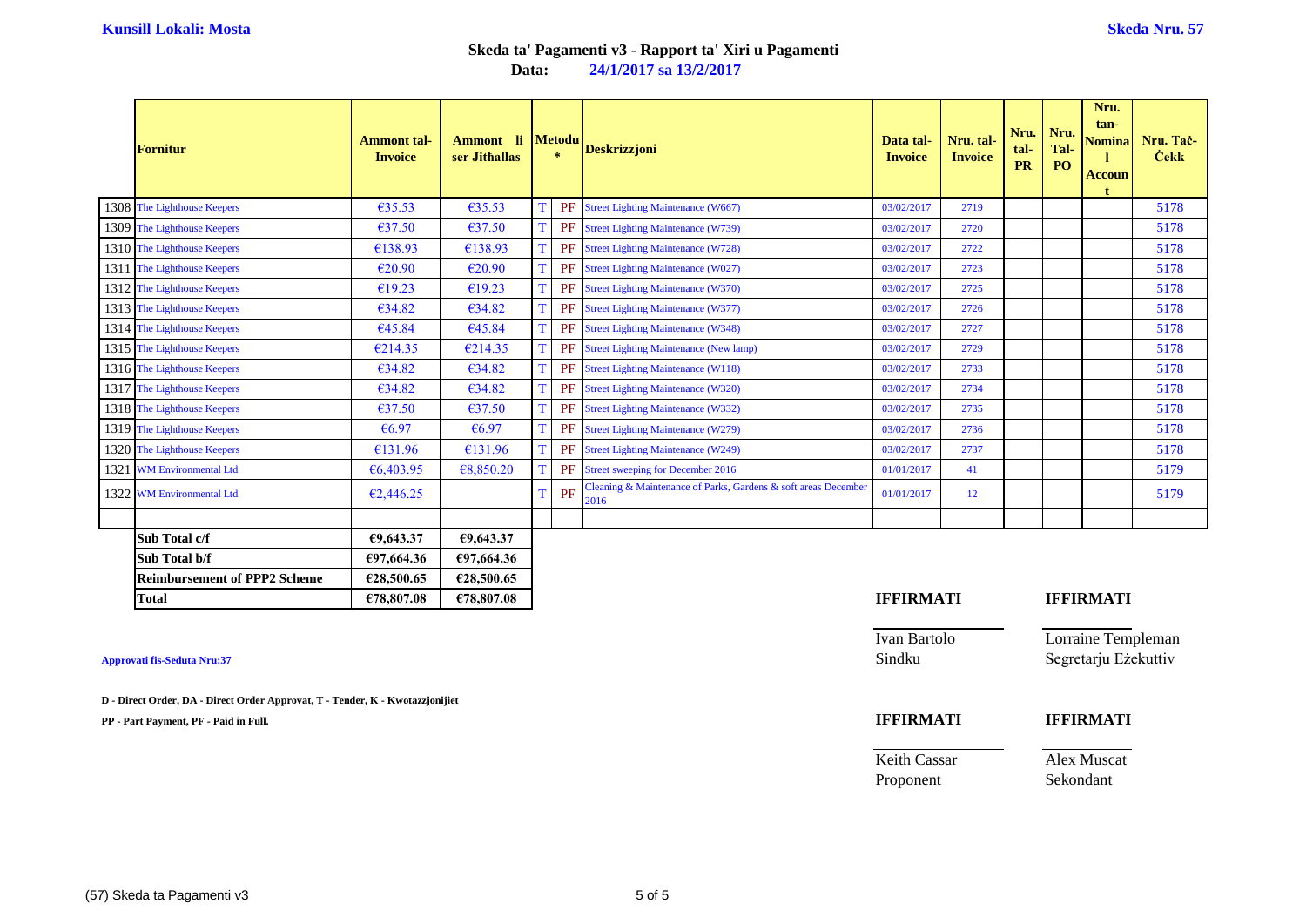**Kunsill Lokali: Mosta**

**Skeda Nru. 57**

## Skeda ta' Pagamenti v3 - Rapport ta' Xiri u Pagamenti

**Data: 24/1/2017 sa 13/2/2017**

| | Fornitur | Ammont tal-Invoice | Ammont li ser Jitħallas | Metodu* | | Deskrizzjoni | Data tal-Invoice | Nru. tal-Invoice | Nru. tal-PR | Nru. Tal-PO | Nru. tan-Nominal Account | Nru. Taċ-Ċekk |
|---|---|---|---|---|---|---|---|---|---|---|---|---|
| 1308 | The Lighthouse Keepers | €35.53 | €35.53 | T | PF | Street Lighting Maintenance (W667) | 03/02/2017 | 2719 | | | | 5178 |
| 1309 | The Lighthouse Keepers | €37.50 | €37.50 | T | PF | Street Lighting Maintenance (W739) | 03/02/2017 | 2720 | | | | 5178 |
| 1310 | The Lighthouse Keepers | €138.93 | €138.93 | T | PF | Street Lighting Maintenance (W728) | 03/02/2017 | 2722 | | | | 5178 |
| 1311 | The Lighthouse Keepers | €20.90 | €20.90 | T | PF | Street Lighting Maintenance (W027) | 03/02/2017 | 2723 | | | | 5178 |
| 1312 | The Lighthouse Keepers | €19.23 | €19.23 | T | PF | Street Lighting Maintenance (W370) | 03/02/2017 | 2725 | | | | 5178 |
| 1313 | The Lighthouse Keepers | €34.82 | €34.82 | T | PF | Street Lighting Maintenance (W377) | 03/02/2017 | 2726 | | | | 5178 |
| 1314 | The Lighthouse Keepers | €45.84 | €45.84 | T | PF | Street Lighting Maintenance (W348) | 03/02/2017 | 2727 | | | | 5178 |
| 1315 | The Lighthouse Keepers | €214.35 | €214.35 | T | PF | Street Lighting Maintenance (New lamp) | 03/02/2017 | 2729 | | | | 5178 |
| 1316 | The Lighthouse Keepers | €34.82 | €34.82 | T | PF | Street Lighting Maintenance (W118) | 03/02/2017 | 2733 | | | | 5178 |
| 1317 | The Lighthouse Keepers | €34.82 | €34.82 | T | PF | Street Lighting Maintenance (W320) | 03/02/2017 | 2734 | | | | 5178 |
| 1318 | The Lighthouse Keepers | €37.50 | €37.50 | T | PF | Street Lighting Maintenance (W332) | 03/02/2017 | 2735 | | | | 5178 |
| 1319 | The Lighthouse Keepers | €6.97 | €6.97 | T | PF | Street Lighting Maintenance (W279) | 03/02/2017 | 2736 | | | | 5178 |
| 1320 | The Lighthouse Keepers | €131.96 | €131.96 | T | PF | Street Lighting Maintenance (W249) | 03/02/2017 | 2737 | | | | 5178 |
| 1321 | WM Environmental Ltd | €6,403.95 | €8,850.20 | T | PF | Street sweeping for December 2016 | 01/01/2017 | 41 | | | | 5179 |
| 1322 | WM Environmental Ltd | €2,446.25 | | T | PF | Cleaning & Maintenance of Parks, Gardens & soft areas December 2016 | 01/01/2017 | 12 | | | | 5179 |
| | | | | | | | | | | | | |

| | | |
|---|---|---|
| **Sub Total c/f** | **€9,643.37** | **€9,643.37** |
| **Sub Total b/f** | **€97,664.36** | **€97,664.36** |
| **Reimbursement of PPP2 Scheme** | **€28,500.65** | **€28,500.65** |
| **Total** | **€78,807.08** | **€78,807.08** |

**Approvati fis-Seduta Nru:37**

**D - Direct Order, DA - Direct Order Approvat, T - Tender, K - Kwotazzjonijiet**

**PP - Part Payment, PF - Paid in Full.**

**IFFIRMATI**

Ivan Bartolo
Sindku

**IFFIRMATI**

Lorraine Templeman
Segretarju Eżekuttiv

**IFFIRMATI**

Keith Cassar
Proponent

**IFFIRMATI**

Alex Muscat
Sekondant

(57) Skeda ta Pagamenti v3